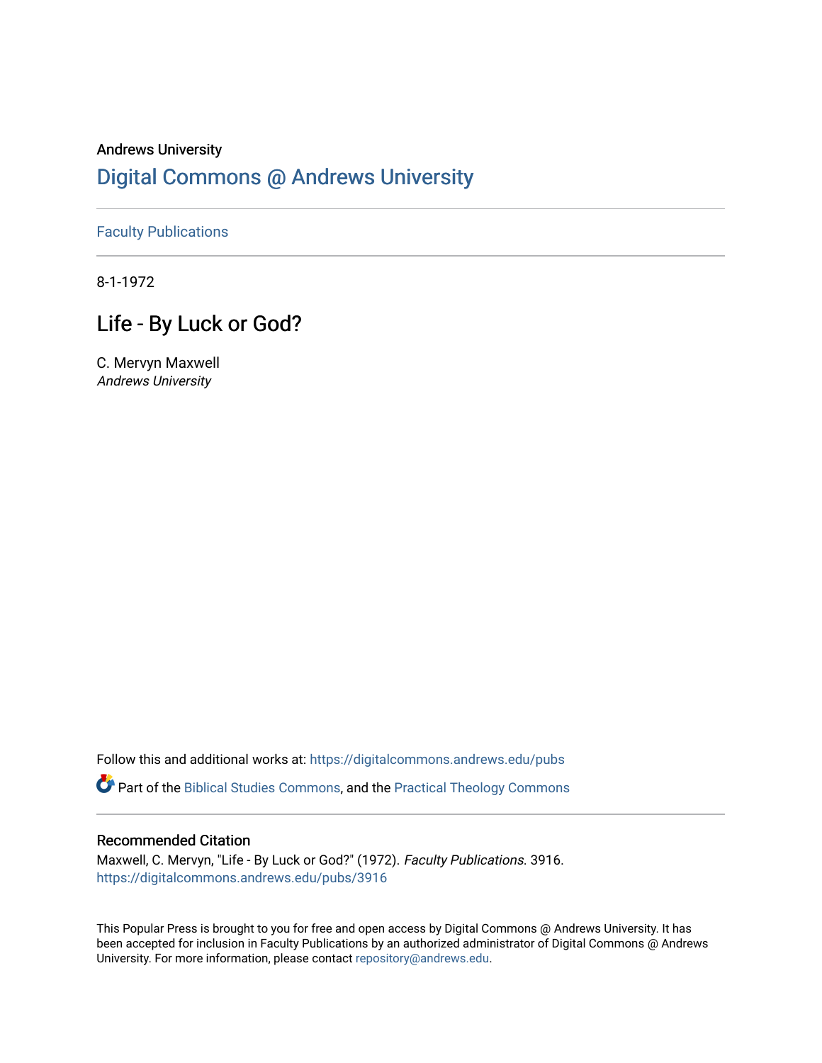Andrews University

## Digital Commons @ Andrews University

Faculty Publications

8-1-1972

# Life - By Luck or God?

C. Mervyn Maxwell
*Andrews University*

Follow this and additional works at: https://digitalcommons.andrews.edu/pubs

Part of the Biblical Studies Commons, and the Practical Theology Commons

### Recommended Citation

Maxwell, C. Mervyn, "Life - By Luck or God?" (1972). *Faculty Publications*. 3916.
https://digitalcommons.andrews.edu/pubs/3916

This Popular Press is brought to you for free and open access by Digital Commons @ Andrews University. It has been accepted for inclusion in Faculty Publications by an authorized administrator of Digital Commons @ Andrews University. For more information, please contact repository@andrews.edu.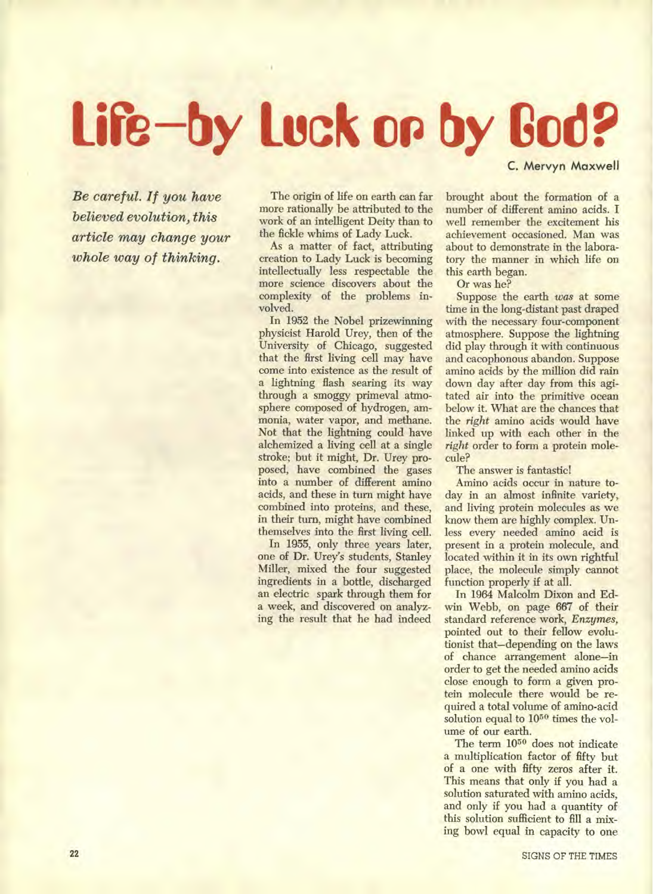# Life—by Luck or by God?

C. Mervyn Maxwell

*Be careful. If you have believed evolution, this article may change your whole way of thinking.*

The origin of life on earth can far more rationally be attributed to the work of an intelligent Deity than to the fickle whims of Lady Luck.

As a matter of fact, attributing creation to Lady Luck is becoming intellectually less respectable the more science discovers about the complexity of the problems involved.

In 1952 the Nobel prizewinning physicist Harold Urey, then of the University of Chicago, suggested that the first living cell may have come into existence as the result of a lightning flash searing its way through a smoggy primeval atmosphere composed of hydrogen, ammonia, water vapor, and methane. Not that the lightning could have alchemized a living cell at a single stroke; but it might, Dr. Urey proposed, have combined the gases into a number of different amino acids, and these in turn might have combined into proteins, and these, in their turn, might have combined themselves into the first living cell.

In 1955, only three years later, one of Dr. Urey's students, Stanley Miller, mixed the four suggested ingredients in a bottle, discharged an electric spark through them for a week, and discovered on analyzing the result that he had indeed brought about the formation of a number of different amino acids. I well remember the excitement his achievement occasioned. Man was about to demonstrate in the laboratory the manner in which life on this earth began.

Or was he?

Suppose the earth *was* at some time in the long-distant past draped with the necessary four-component atmosphere. Suppose the lightning did play through it with continuous and cacophonous abandon. Suppose amino acids by the million did rain down day after day from this agitated air into the primitive ocean below it. What are the chances that the *right* amino acids would have linked up with each other in the *right* order to form a protein molecule?

The answer is fantastic!

Amino acids occur in nature today in an almost infinite variety, and living protein molecules as we know them are highly complex. Unless every needed amino acid is present in a protein molecule, and located within it in its own rightful place, the molecule simply cannot function properly if at all.

In 1964 Malcolm Dixon and Edwin Webb, on page 667 of their standard reference work, *Enzymes*, pointed out to their fellow evolutionist that—depending on the laws of chance arrangement alone—in order to get the needed amino acids close enough to form a given protein molecule there would be required a total volume of amino-acid solution equal to $10^{50}$ times the volume of our earth.

The term $10^{50}$ does not indicate a multiplication factor of fifty but of a one with fifty zeros after it. This means that only if you had a solution saturated with amino acids, and only if you had a quantity of this solution sufficient to fill a mixing bowl equal in capacity to one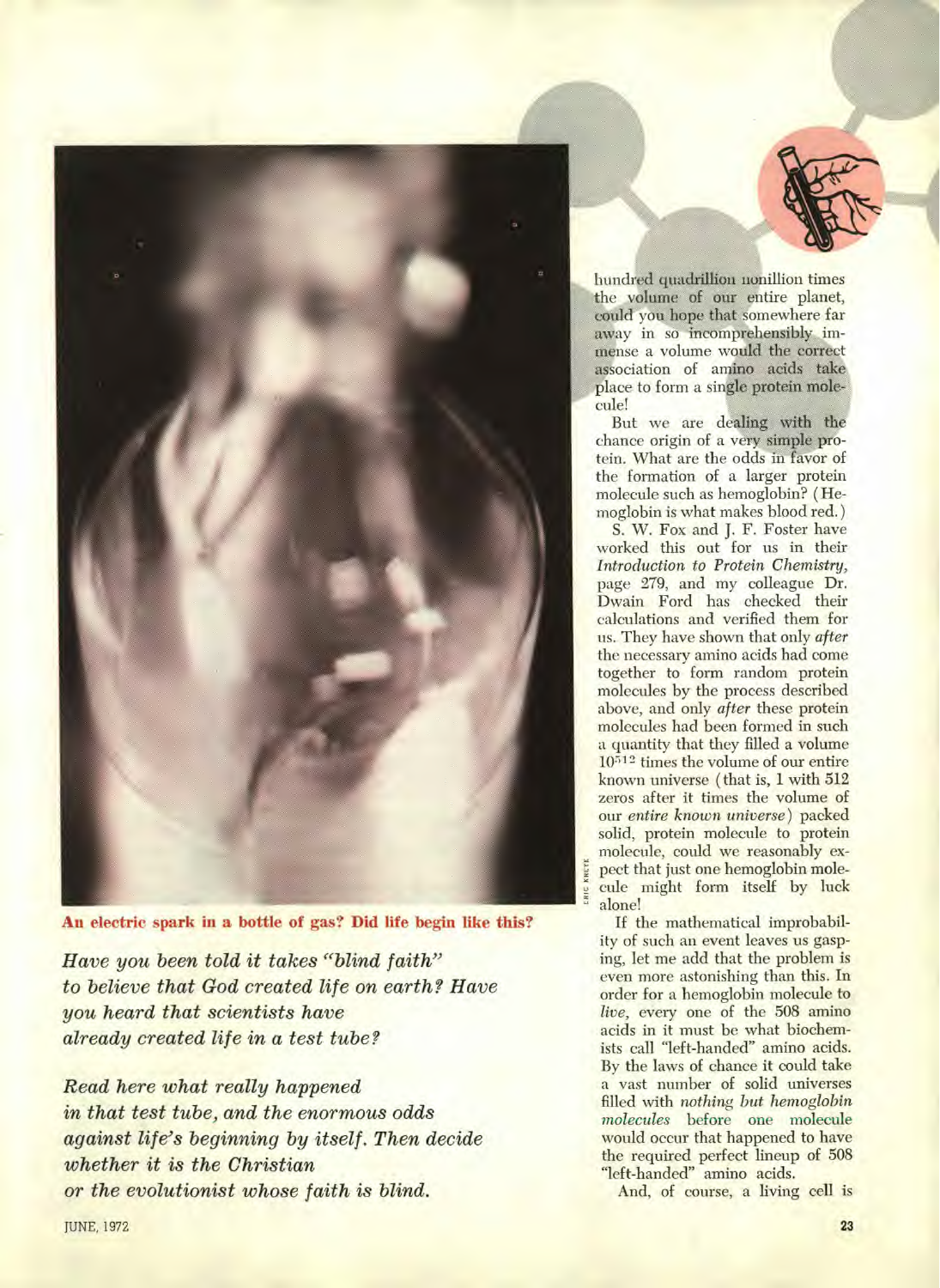**An electric spark in a bottle of gas? Did life begin like this?**

*Have you been told it takes "blind faith" to believe that God created life on earth? Have you heard that scientists have already created life in a test tube?*

*Read here what really happened in that test tube, and the enormous odds against life's beginning by itself. Then decide whether it is the Christian or the evolutionist whose faith is blind.*

hundred quadrillion nonillion times the volume of our entire planet, could you hope that somewhere far away in so incomprehensibly immense a volume would the correct association of amino acids take place to form a single protein molecule!

But we are dealing with the chance origin of a very simple protein. What are the odds in favor of the formation of a larger protein molecule such as hemoglobin? (Hemoglobin is what makes blood red.)

S. W. Fox and J. F. Foster have worked this out for us in their *Introduction to Protein Chemistry*, page 279, and my colleague Dr. Dwain Ford has checked their calculations and verified them for us. They have shown that only *after* the necessary amino acids had come together to form random protein molecules by the process described above, and only *after* these protein molecules had been formed in such a quantity that they filled a volume $10^{512}$ times the volume of our entire known universe (that is, 1 with 512 zeros after it times the volume of our *entire known universe*) packed solid, protein molecule to protein molecule, could we reasonably expect that just one hemoglobin molecule might form itself by luck alone!

If the mathematical improbability of such an event leaves us gasping, let me add that the problem is even more astonishing than this. In order for a hemoglobin molecule to *live*, every one of the 508 amino acids in it must be what biochemists call "left-handed" amino acids. By the laws of chance it could take a vast number of solid universes filled with *nothing but hemoglobin molecules* before one molecule would occur that happened to have the required perfect lineup of 508 "left-handed" amino acids.

And, of course, a living cell is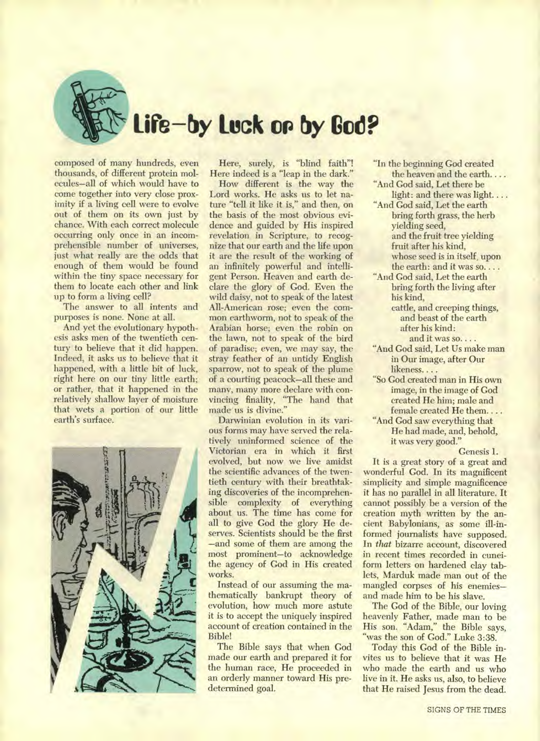# Life—by Luck or by God?

composed of many hundreds, even thousands, of different protein molecules—all of which would have to come together into very close proximity if a living cell were to evolve out of them on its own just by chance. With each correct molecule occurring only once in an incomprehensible number of universes, just what really are the odds that enough of them would be found within the tiny space necessary for them to locate each other and link up to form a living cell?

The answer to all intents and purposes is none. None at all.

And yet the evolutionary hypothesis asks men of the twentieth century to believe that it did happen. Indeed, it asks us to believe that it happened, with a little bit of luck, right here on our tiny little earth; or rather, that it happened in the relatively shallow layer of moisture that wets a portion of our little earth's surface.

Here, surely, is "blind faith"! Here indeed is a "leap in the dark."

How different is the way the Lord works. He asks us to let nature "tell it like it is," and then, on the basis of the most obvious evidence and guided by His inspired revelation in Scripture, to recognize that our earth and the life upon it are the result of the working of an infinitely powerful and intelligent Person. Heaven and earth declare the glory of God. Even the wild daisy, not to speak of the latest All-American rose; even the common earthworm, not to speak of the Arabian horse; even the robin on the lawn, not to speak of the bird of paradise; even, we may say, the stray feather of an untidy English sparrow, not to speak of the plume of a courting peacock—all these and many, many more declare with convincing finality, "The hand that made us is divine."

Darwinian evolution in its various forms may have served the relatively uninformed science of the Victorian era in which it first evolved, but now we live amidst the scientific advances of the twentieth century with their breathtaking discoveries of the incomprehensible complexity of everything about us. The time has come for all to give God the glory He deserves. Scientists should be the first—and some of them are among the most prominent—to acknowledge the agency of God in His created works.

Instead of our assuming the mathematically bankrupt theory of evolution, how much more astute it is to accept the uniquely inspired account of creation contained in the Bible!

The Bible says that when God made our earth and prepared it for the human race, He proceeded in an orderly manner toward His predetermined goal.

"In the beginning God created
the heaven and the earth. . . .
"And God said, Let there be
light: and there was light. . . .
"And God said, Let the earth
bring forth grass, the herb
yielding seed,
and the fruit tree yielding
fruit after his kind,
whose seed is in itself, upon
the earth: and it was so. . . .
"And God said, Let the earth
bring forth the living after
his kind,
cattle, and creeping things,
and beast of the earth
after his kind:
and it was so. . . .
"And God said, Let Us make man
in Our image, after Our
likeness. . . .
"So God created man in His own
image, in the image of God
created He him; male and
female created He them. . . .
"And God saw everything that
He had made, and, behold,
it was very good."

Genesis 1.

It is a great story of a great and wonderful God. In its magnificent simplicity and simple magnificence it has no parallel in all literature. It cannot possibly be a version of the creation myth written by the ancient Babylonians, as some ill-informed journalists have supposed. In *that* bizarre account, discovered in recent times recorded in cuneiform letters on hardened clay tablets, Marduk made man out of the mangled corpses of his enemies—and made him to be his slave.

The God of the Bible, our loving heavenly Father, made man to be His son. "Adam," the Bible says, "was the son of God." Luke 3:38.

Today this God of the Bible invites us to believe that it was He who made the earth and us who live in it. He asks us, also, to believe that He raised Jesus from the dead.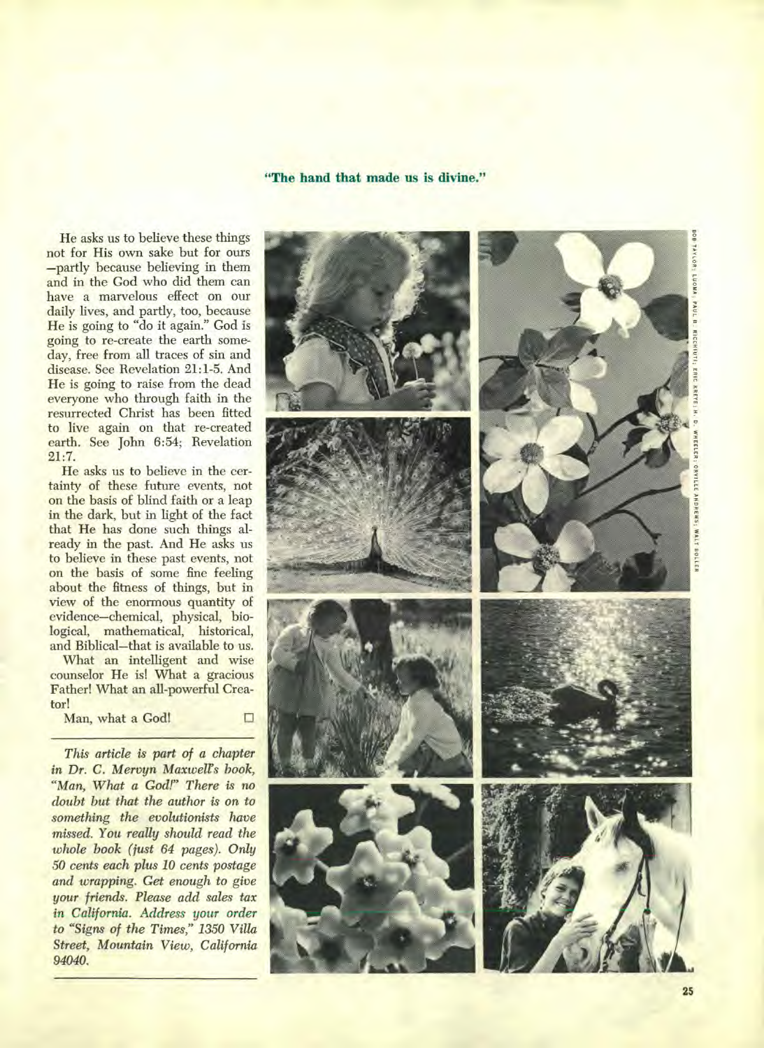**"The hand that made us is divine."**

He asks us to believe these things not for His own sake but for ours —partly because believing in them and in the God who did them can have a marvelous effect on our daily lives, and partly, too, because He is going to "do it again." God is going to re-create the earth someday, free from all traces of sin and disease. See Revelation 21:1-5. And He is going to raise from the dead everyone who through faith in the resurrected Christ has been fitted to live again on that re-created earth. See John 6:54; Revelation 21:7.

He asks us to believe in the certainty of these future events, not on the basis of blind faith or a leap in the dark, but in light of the fact that He has done such things already in the past. And He asks us to believe in these past events, not on the basis of some fine feeling about the fitness of things, but in view of the enormous quantity of evidence—chemical, physical, biological, mathematical, historical, and Biblical—that is available to us.

What an intelligent and wise counselor He is! What a gracious Father! What an all-powerful Creator!

Man, what a God! □

---

*This article is part of a chapter in Dr. C. Mervyn Maxwell's book, "Man, What a God!" There is no doubt but that the author is on to something the evolutionists have missed. You really should read the whole book (just 64 pages). Only 50 cents each plus 10 cents postage and wrapping. Get enough to give your friends. Please add sales tax in California. Address your order to "Signs of the Times," 1350 Villa Street, Mountain View, California 94040.*

---

BOB TAYLOR; LUOMA; PAUL B. RICCHIUTI; ERIC KREYE; H. D. WHEELER; ORVILLE ANDREWS; WALT BOLLER